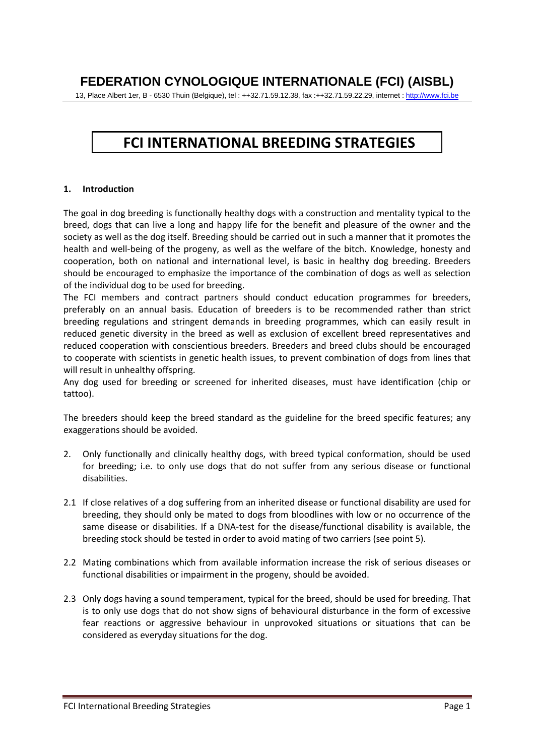# FEDERATION CYNOLOGIQUE INTERNATIONALE (FCI) (AISBL)

13, Place Albert 1er, B - 6530 Thuin (Belgique), tel : ++32.71.59.12.38, fax :++32.71.59.22.29, internet : http://www.fci.be

# FCI INTERNATIONAL BREEDING STRATEGIES

## 1. Introduction

The goal in dog breeding is functionally healthy dogs with a construction and mentality typical to the breed, dogs that can live a long and happy life for the benefit and pleasure of the owner and the society as well as the dog itself. Breeding should be carried out in such a manner that it promotes the health and well-being of the progeny, as well as the welfare of the bitch. Knowledge, honesty and cooperation, both on national and international level, is basic in healthy dog breeding. Breeders should be encouraged to emphasize the importance of the combination of dogs as well as selection of the individual dog to be used for breeding.
The FCI members and contract partners should conduct education programmes for breeders, preferably on an annual basis. Education of breeders is to be recommended rather than strict breeding regulations and stringent demands in breeding programmes, which can easily result in reduced genetic diversity in the breed as well as exclusion of excellent breed representatives and reduced cooperation with conscientious breeders. Breeders and breed clubs should be encouraged to cooperate with scientists in genetic health issues, to prevent combination of dogs from lines that will result in unhealthy offspring.
Any dog used for breeding or screened for inherited diseases, must have identification (chip or tattoo).

The breeders should keep the breed standard as the guideline for the breed specific features; any exaggerations should be avoided.

2. Only functionally and clinically healthy dogs, with breed typical conformation, should be used for breeding; i.e. to only use dogs that do not suffer from any serious disease or functional disabilities.

2.1 If close relatives of a dog suffering from an inherited disease or functional disability are used for breeding, they should only be mated to dogs from bloodlines with low or no occurrence of the same disease or disabilities. If a DNA-test for the disease/functional disability is available, the breeding stock should be tested in order to avoid mating of two carriers (see point 5).

2.2 Mating combinations which from available information increase the risk of serious diseases or functional disabilities or impairment in the progeny, should be avoided.

2.3 Only dogs having a sound temperament, typical for the breed, should be used for breeding. That is to only use dogs that do not show signs of behavioural disturbance in the form of excessive fear reactions or aggressive behaviour in unprovoked situations or situations that can be considered as everyday situations for the dog.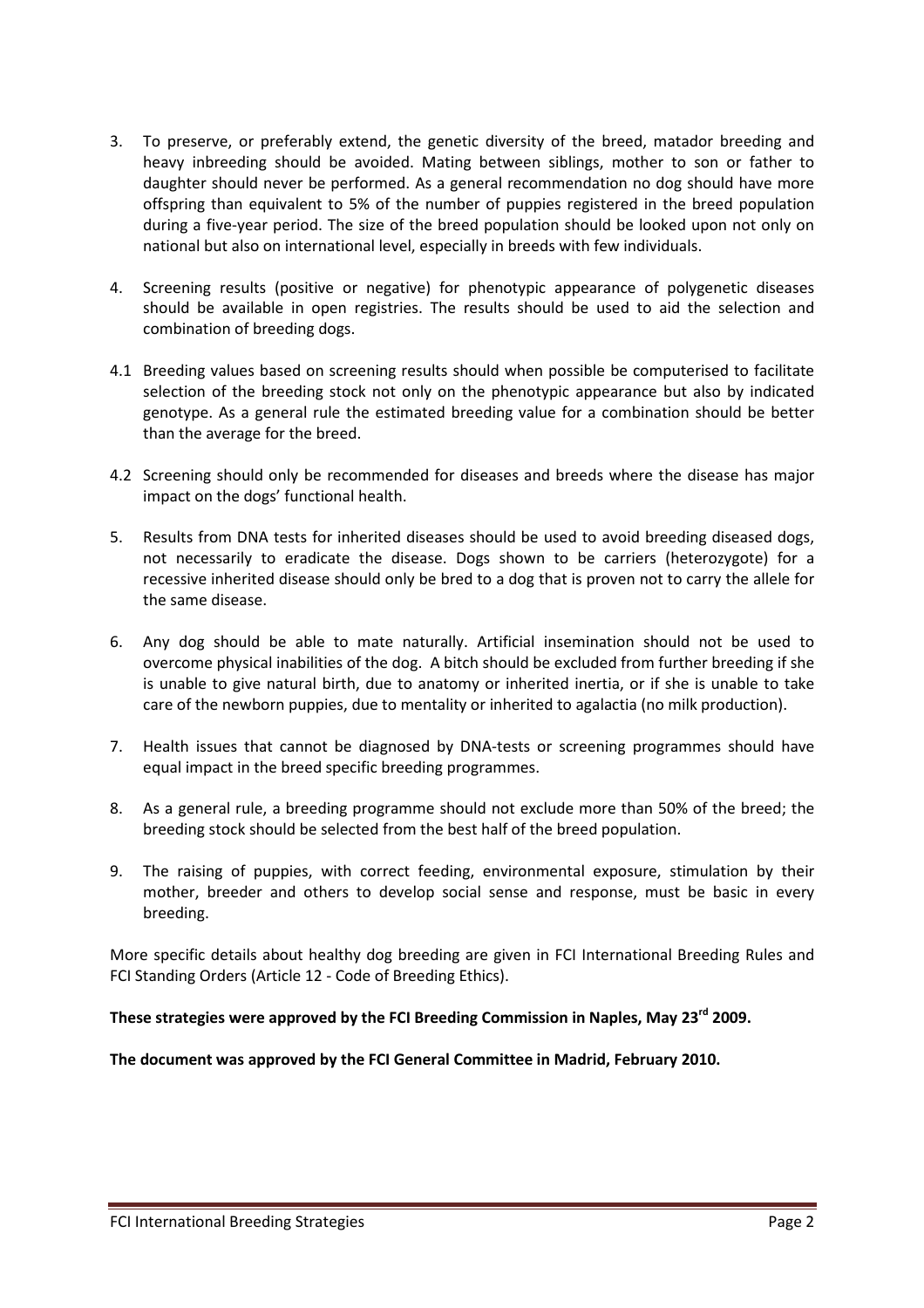3. To preserve, or preferably extend, the genetic diversity of the breed, matador breeding and heavy inbreeding should be avoided. Mating between siblings, mother to son or father to daughter should never be performed. As a general recommendation no dog should have more offspring than equivalent to 5% of the number of puppies registered in the breed population during a five-year period. The size of the breed population should be looked upon not only on national but also on international level, especially in breeds with few individuals.

4. Screening results (positive or negative) for phenotypic appearance of polygenetic diseases should be available in open registries. The results should be used to aid the selection and combination of breeding dogs.

4.1 Breeding values based on screening results should when possible be computerised to facilitate selection of the breeding stock not only on the phenotypic appearance but also by indicated genotype. As a general rule the estimated breeding value for a combination should be better than the average for the breed.

4.2 Screening should only be recommended for diseases and breeds where the disease has major impact on the dogs' functional health.

5. Results from DNA tests for inherited diseases should be used to avoid breeding diseased dogs, not necessarily to eradicate the disease. Dogs shown to be carriers (heterozygote) for a recessive inherited disease should only be bred to a dog that is proven not to carry the allele for the same disease.

6. Any dog should be able to mate naturally. Artificial insemination should not be used to overcome physical inabilities of the dog. A bitch should be excluded from further breeding if she is unable to give natural birth, due to anatomy or inherited inertia, or if she is unable to take care of the newborn puppies, due to mentality or inherited to agalactia (no milk production).

7. Health issues that cannot be diagnosed by DNA-tests or screening programmes should have equal impact in the breed specific breeding programmes.

8. As a general rule, a breeding programme should not exclude more than 50% of the breed; the breeding stock should be selected from the best half of the breed population.

9. The raising of puppies, with correct feeding, environmental exposure, stimulation by their mother, breeder and others to develop social sense and response, must be basic in every breeding.

More specific details about healthy dog breeding are given in FCI International Breeding Rules and FCI Standing Orders (Article 12 - Code of Breeding Ethics).

**These strategies were approved by the FCI Breeding Commission in Naples, May 23rd 2009.**

**The document was approved by the FCI General Committee in Madrid, February 2010.**